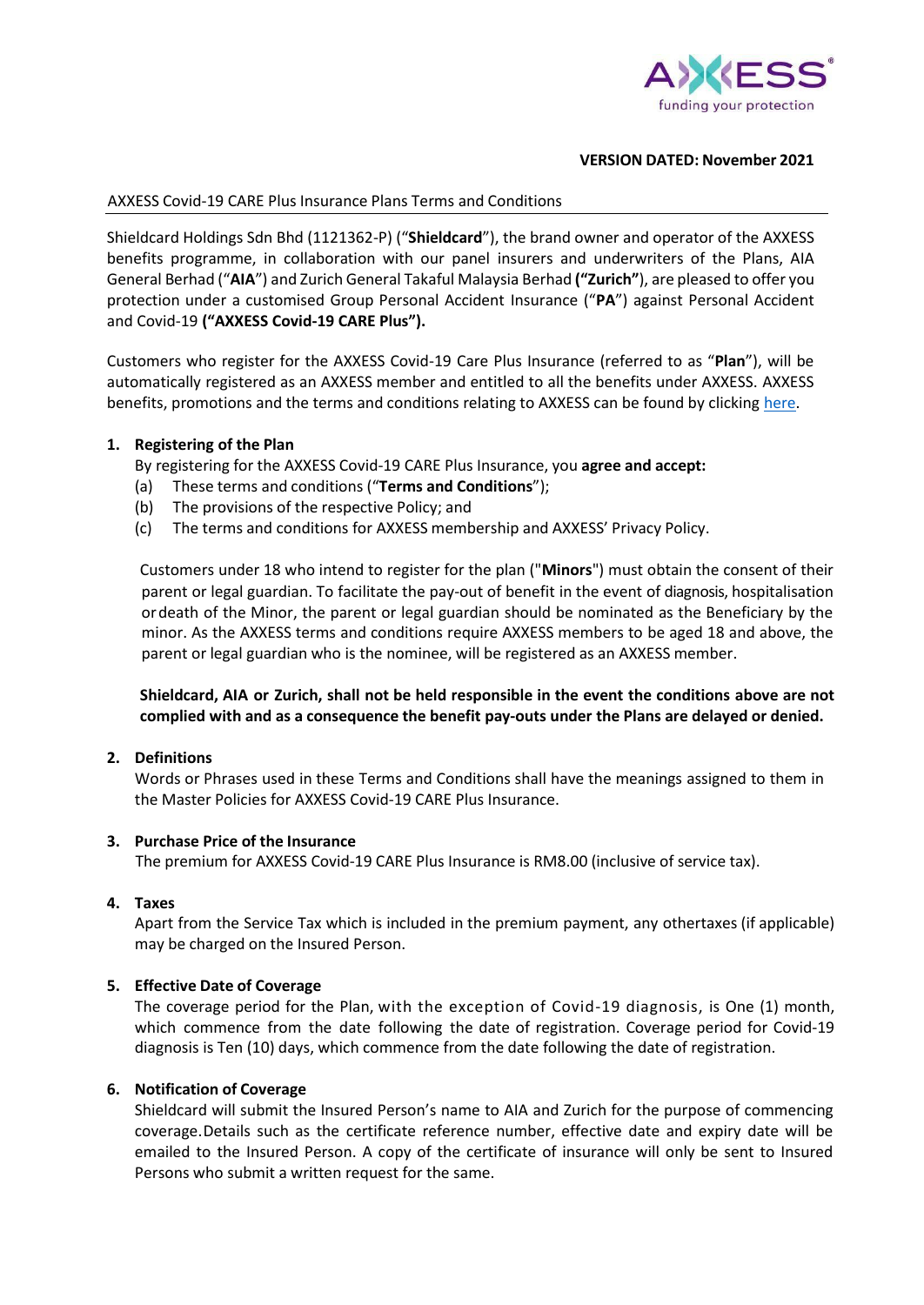**VERSION DATED: November 2021**

AXXESS Covid-19 CARE Plus Insurance Plans Terms and Conditions

Shieldcard Holdings Sdn Bhd (1121362-P) ("**Shieldcard**"), the brand owner and operator of the AXXESS benefits programme, in collaboration with our panel insurers and underwriters of the Plans, AIA General Berhad ("**AIA**") and Zurich General Takaful Malaysia Berhad **("Zurich")**, are pleased to offer you protection under a customised Group Personal Accident Insurance ("**PA**") against Personal Accident and Covid-19 **("AXXESS Covid-19 CARE Plus").**

Customers who register for the AXXESS Covid-19 Care Plus Insurance (referred to as "**Plan**"), will be automatically registered as an AXXESS member and entitled to all the benefits under AXXESS. AXXESS benefits, promotions and the terms and conditions relating to AXXESS can be found by clicking here.

## 1. Registering of the Plan

By registering for the AXXESS Covid-19 CARE Plus Insurance, you **agree and accept:**

(a) These terms and conditions ("**Terms and Conditions**");
(b) The provisions of the respective Policy; and
(c) The terms and conditions for AXXESS membership and AXXESS' Privacy Policy.

Customers under 18 who intend to register for the plan ("**Minors**") must obtain the consent of their parent or legal guardian. To facilitate the pay-out of benefit in the event of diagnosis, hospitalisation or death of the Minor, the parent or legal guardian should be nominated as the Beneficiary by the minor. As the AXXESS terms and conditions require AXXESS members to be aged 18 and above, the parent or legal guardian who is the nominee, will be registered as an AXXESS member.

**Shieldcard, AIA or Zurich, shall not be held responsible in the event the conditions above are not complied with and as a consequence the benefit pay-outs under the Plans are delayed or denied.**

## 2. Definitions

Words or Phrases used in these Terms and Conditions shall have the meanings assigned to them in the Master Policies for AXXESS Covid-19 CARE Plus Insurance.

## 3. Purchase Price of the Insurance

The premium for AXXESS Covid-19 CARE Plus Insurance is RM8.00 (inclusive of service tax).

## 4. Taxes

Apart from the Service Tax which is included in the premium payment, any othertaxes (if applicable) may be charged on the Insured Person.

## 5. Effective Date of Coverage

The coverage period for the Plan, with the exception of Covid-19 diagnosis, is One (1) month, which commence from the date following the date of registration. Coverage period for Covid-19 diagnosis is Ten (10) days, which commence from the date following the date of registration.

## 6. Notification of Coverage

Shieldcard will submit the Insured Person's name to AIA and Zurich for the purpose of commencing coverage. Details such as the certificate reference number, effective date and expiry date will be emailed to the Insured Person. A copy of the certificate of insurance will only be sent to Insured Persons who submit a written request for the same.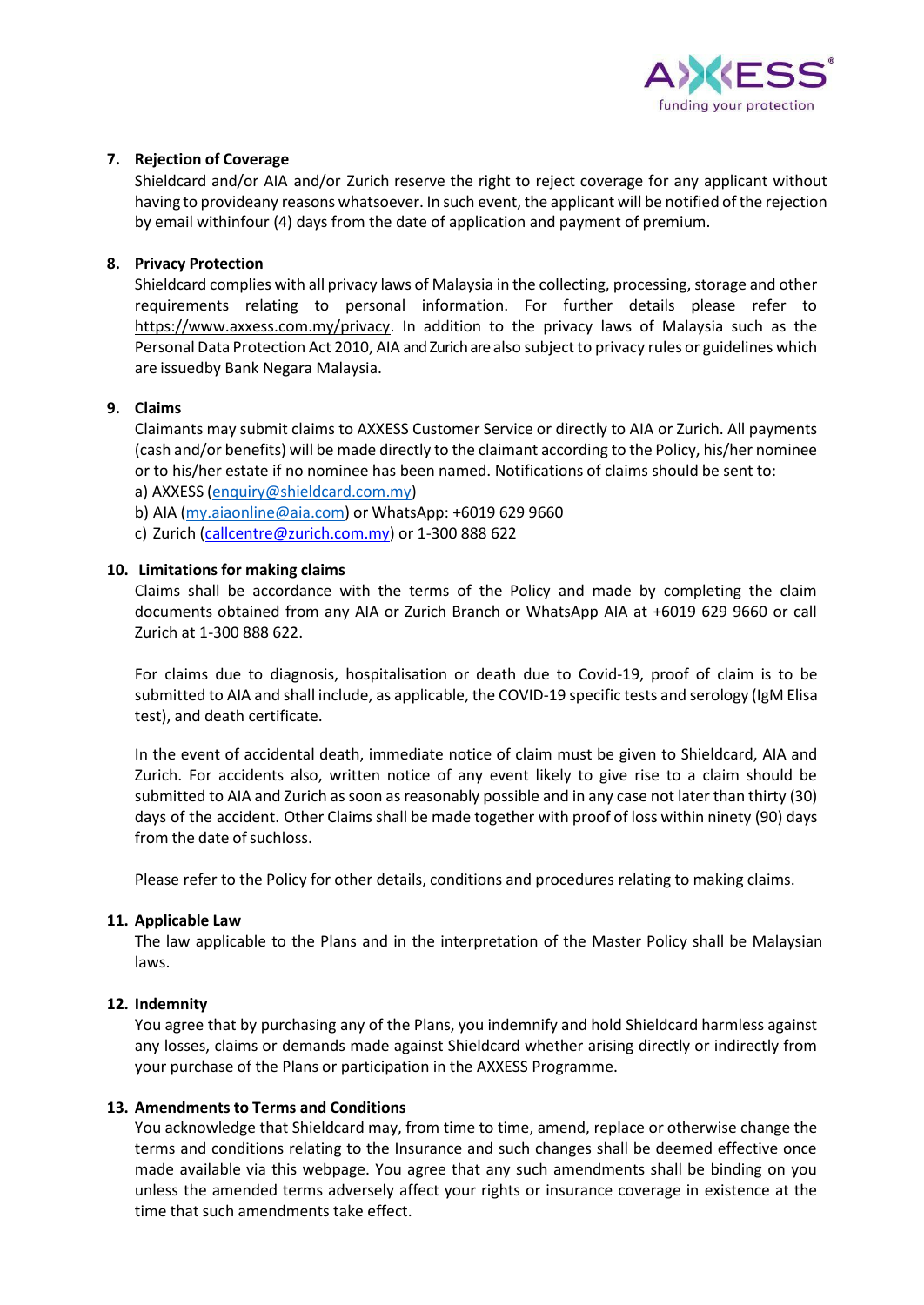7. **Rejection of Coverage**

   Shieldcard and/or AIA and/or Zurich reserve the right to reject coverage for any applicant without having to provideany reasons whatsoever. In such event, the applicant will be notified of the rejection by email withinfour (4) days from the date of application and payment of premium.

8. **Privacy Protection**

   Shieldcard complies with all privacy laws of Malaysia in the collecting, processing, storage and other requirements relating to personal information. For further details please refer to https://www.axxess.com.my/privacy. In addition to the privacy laws of Malaysia such as the Personal Data Protection Act 2010, AIA and Zurich are also subject to privacy rules or guidelines which are issuedby Bank Negara Malaysia.

9. **Claims**

   Claimants may submit claims to AXXESS Customer Service or directly to AIA or Zurich. All payments (cash and/or benefits) will be made directly to the claimant according to the Policy, his/her nominee or to his/her estate if no nominee has been named. Notifications of claims should be sent to:

   a) AXXESS (enquiry@shieldcard.com.my)

   b) AIA (my.aiaonline@aia.com) or WhatsApp: +6019 629 9660

   c) Zurich (callcentre@zurich.com.my) or 1-300 888 622

10. **Limitations for making claims**

    Claims shall be accordance with the terms of the Policy and made by completing the claim documents obtained from any AIA or Zurich Branch or WhatsApp AIA at +6019 629 9660 or call Zurich at 1-300 888 622.

    For claims due to diagnosis, hospitalisation or death due to Covid-19, proof of claim is to be submitted to AIA and shall include, as applicable, the COVID-19 specific tests and serology (IgM Elisa test), and death certificate.

    In the event of accidental death, immediate notice of claim must be given to Shieldcard, AIA and Zurich. For accidents also, written notice of any event likely to give rise to a claim should be submitted to AIA and Zurich as soon as reasonably possible and in any case not later than thirty (30) days of the accident. Other Claims shall be made together with proof of loss within ninety (90) days from the date of suchloss.

    Please refer to the Policy for other details, conditions and procedures relating to making claims.

11. **Applicable Law**

    The law applicable to the Plans and in the interpretation of the Master Policy shall be Malaysian laws.

12. **Indemnity**

    You agree that by purchasing any of the Plans, you indemnify and hold Shieldcard harmless against any losses, claims or demands made against Shieldcard whether arising directly or indirectly from your purchase of the Plans or participation in the AXXESS Programme.

13. **Amendments to Terms and Conditions**

    You acknowledge that Shieldcard may, from time to time, amend, replace or otherwise change the terms and conditions relating to the Insurance and such changes shall be deemed effective once made available via this webpage. You agree that any such amendments shall be binding on you unless the amended terms adversely affect your rights or insurance coverage in existence at the time that such amendments take effect.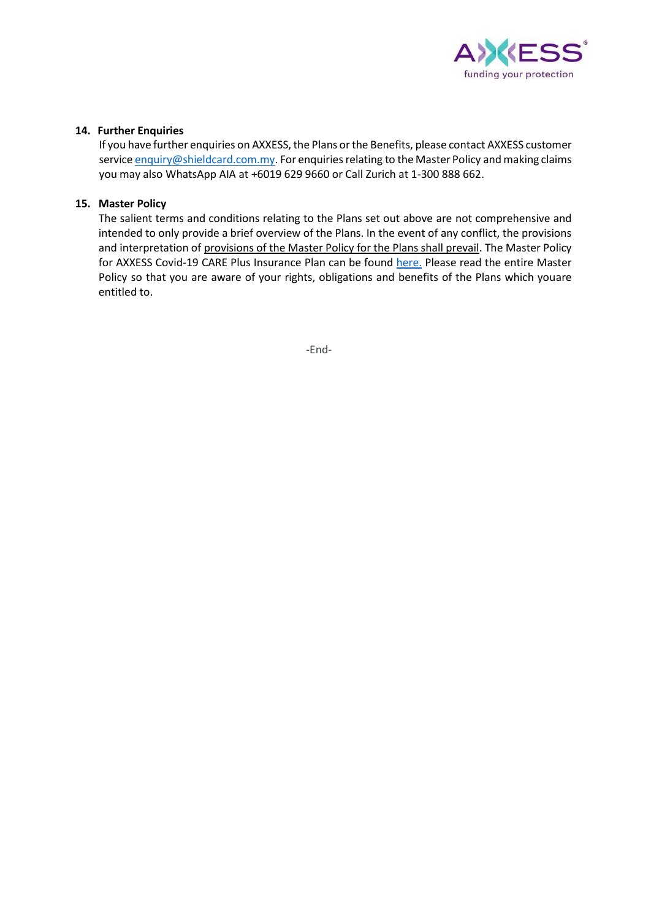**14. Further Enquiries**

If you have further enquiries on AXXESS, the Plans or the Benefits, please contact AXXESS customer service enquiry@shieldcard.com.my. For enquiries relating to the Master Policy and making claims you may also WhatsApp AIA at +6019 629 9660 or Call Zurich at 1-300 888 662.

**15. Master Policy**

The salient terms and conditions relating to the Plans set out above are not comprehensive and intended to only provide a brief overview of the Plans. In the event of any conflict, the provisions and interpretation of provisions of the Master Policy for the Plans shall prevail. The Master Policy for AXXESS Covid-19 CARE Plus Insurance Plan can be found here. Please read the entire Master Policy so that you are aware of your rights, obligations and benefits of the Plans which youare entitled to.

-End-